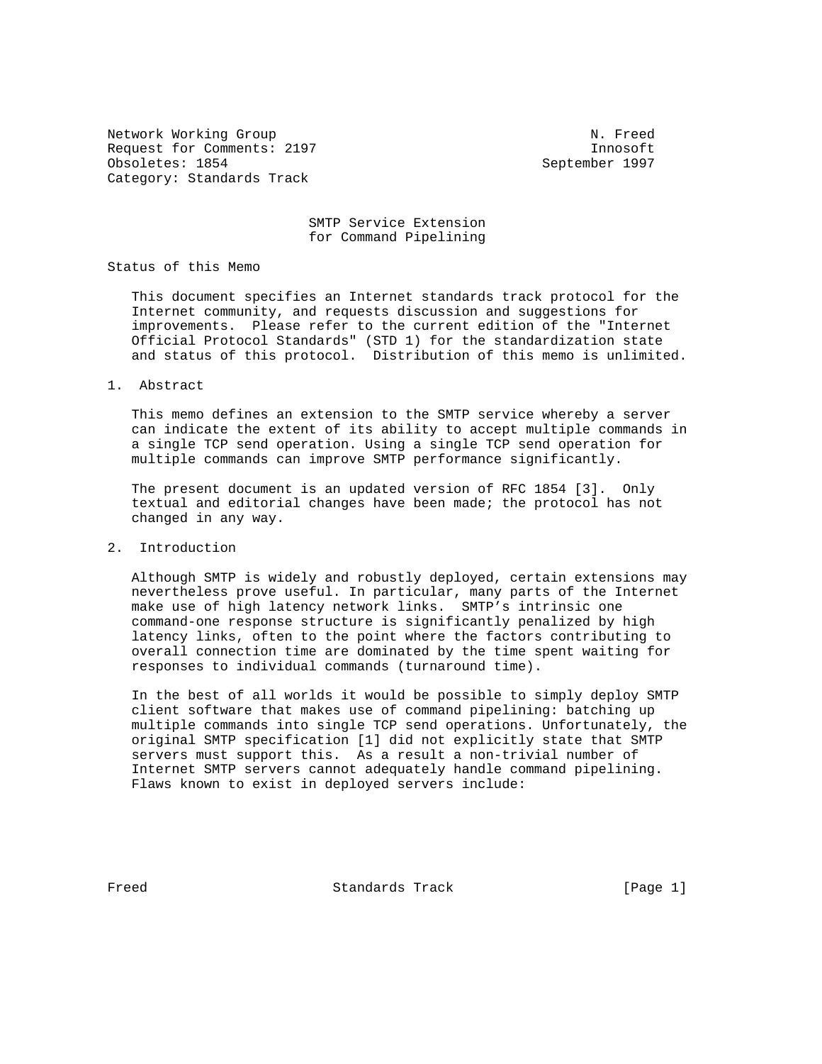Network Working Group N. Freed
Request for Comments: 2197 Innosoft
Obsoletes: 1854 September 1997
Category: Standards Track

# SMTP Service Extension for Command Pipelining

## Status of this Memo

This document specifies an Internet standards track protocol for the Internet community, and requests discussion and suggestions for improvements. Please refer to the current edition of the "Internet Official Protocol Standards" (STD 1) for the standardization state and status of this protocol. Distribution of this memo is unlimited.

## 1. Abstract

This memo defines an extension to the SMTP service whereby a server can indicate the extent of its ability to accept multiple commands in a single TCP send operation. Using a single TCP send operation for multiple commands can improve SMTP performance significantly.

The present document is an updated version of RFC 1854 [3]. Only textual and editorial changes have been made; the protocol has not changed in any way.

## 2. Introduction

Although SMTP is widely and robustly deployed, certain extensions may nevertheless prove useful. In particular, many parts of the Internet make use of high latency network links. SMTP's intrinsic one command-one response structure is significantly penalized by high latency links, often to the point where the factors contributing to overall connection time are dominated by the time spent waiting for responses to individual commands (turnaround time).

In the best of all worlds it would be possible to simply deploy SMTP client software that makes use of command pipelining: batching up multiple commands into single TCP send operations. Unfortunately, the original SMTP specification [1] did not explicitly state that SMTP servers must support this. As a result a non-trivial number of Internet SMTP servers cannot adequately handle command pipelining. Flaws known to exist in deployed servers include: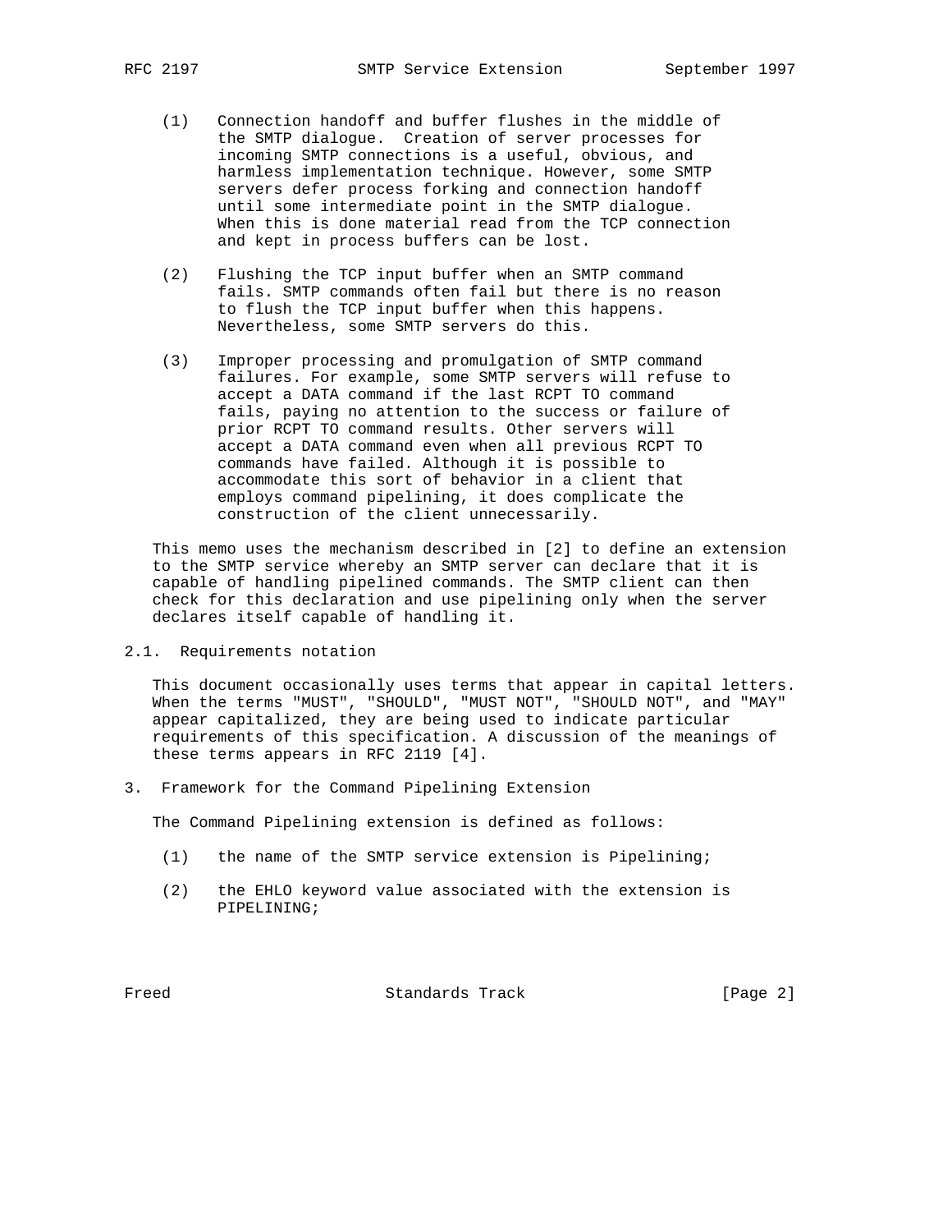(1) Connection handoff and buffer flushes in the middle of the SMTP dialogue. Creation of server processes for incoming SMTP connections is a useful, obvious, and harmless implementation technique. However, some SMTP servers defer process forking and connection handoff until some intermediate point in the SMTP dialogue. When this is done material read from the TCP connection and kept in process buffers can be lost.

(2) Flushing the TCP input buffer when an SMTP command fails. SMTP commands often fail but there is no reason to flush the TCP input buffer when this happens. Nevertheless, some SMTP servers do this.

(3) Improper processing and promulgation of SMTP command failures. For example, some SMTP servers will refuse to accept a DATA command if the last RCPT TO command fails, paying no attention to the success or failure of prior RCPT TO command results. Other servers will accept a DATA command even when all previous RCPT TO commands have failed. Although it is possible to accommodate this sort of behavior in a client that employs command pipelining, it does complicate the construction of the client unnecessarily.

This memo uses the mechanism described in [2] to define an extension to the SMTP service whereby an SMTP server can declare that it is capable of handling pipelined commands. The SMTP client can then check for this declaration and use pipelining only when the server declares itself capable of handling it.

## 2.1. Requirements notation

This document occasionally uses terms that appear in capital letters. When the terms "MUST", "SHOULD", "MUST NOT", "SHOULD NOT", and "MAY" appear capitalized, they are being used to indicate particular requirements of this specification. A discussion of the meanings of these terms appears in RFC 2119 [4].

## 3. Framework for the Command Pipelining Extension

The Command Pipelining extension is defined as follows:

(1) the name of the SMTP service extension is Pipelining;

(2) the EHLO keyword value associated with the extension is PIPELINING;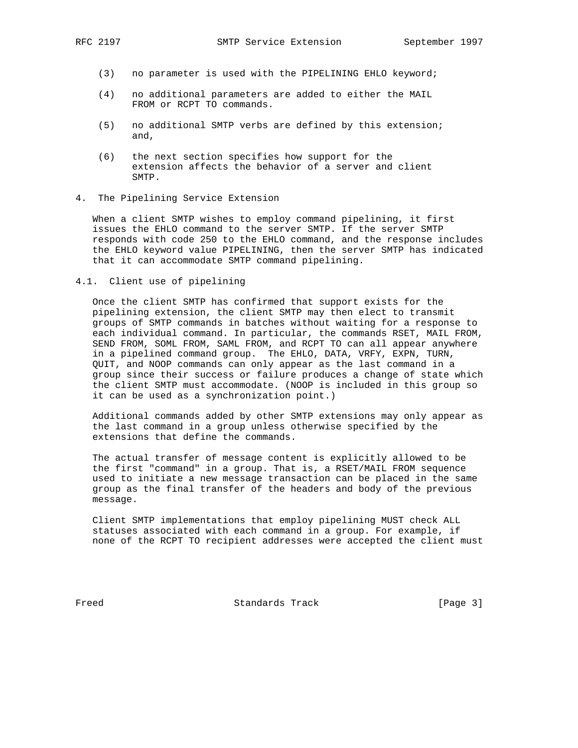(3) no parameter is used with the PIPELINING EHLO keyword;

(4) no additional parameters are added to either the MAIL FROM or RCPT TO commands.

(5) no additional SMTP verbs are defined by this extension; and,

(6) the next section specifies how support for the extension affects the behavior of a server and client SMTP.

## 4. The Pipelining Service Extension

When a client SMTP wishes to employ command pipelining, it first issues the EHLO command to the server SMTP. If the server SMTP responds with code 250 to the EHLO command, and the response includes the EHLO keyword value PIPELINING, then the server SMTP has indicated that it can accommodate SMTP command pipelining.

### 4.1. Client use of pipelining

Once the client SMTP has confirmed that support exists for the pipelining extension, the client SMTP may then elect to transmit groups of SMTP commands in batches without waiting for a response to each individual command. In particular, the commands RSET, MAIL FROM, SEND FROM, SOML FROM, SAML FROM, and RCPT TO can all appear anywhere in a pipelined command group. The EHLO, DATA, VRFY, EXPN, TURN, QUIT, and NOOP commands can only appear as the last command in a group since their success or failure produces a change of state which the client SMTP must accommodate. (NOOP is included in this group so it can be used as a synchronization point.)

Additional commands added by other SMTP extensions may only appear as the last command in a group unless otherwise specified by the extensions that define the commands.

The actual transfer of message content is explicitly allowed to be the first "command" in a group. That is, a RSET/MAIL FROM sequence used to initiate a new message transaction can be placed in the same group as the final transfer of the headers and body of the previous message.

Client SMTP implementations that employ pipelining MUST check ALL statuses associated with each command in a group. For example, if none of the RCPT TO recipient addresses were accepted the client must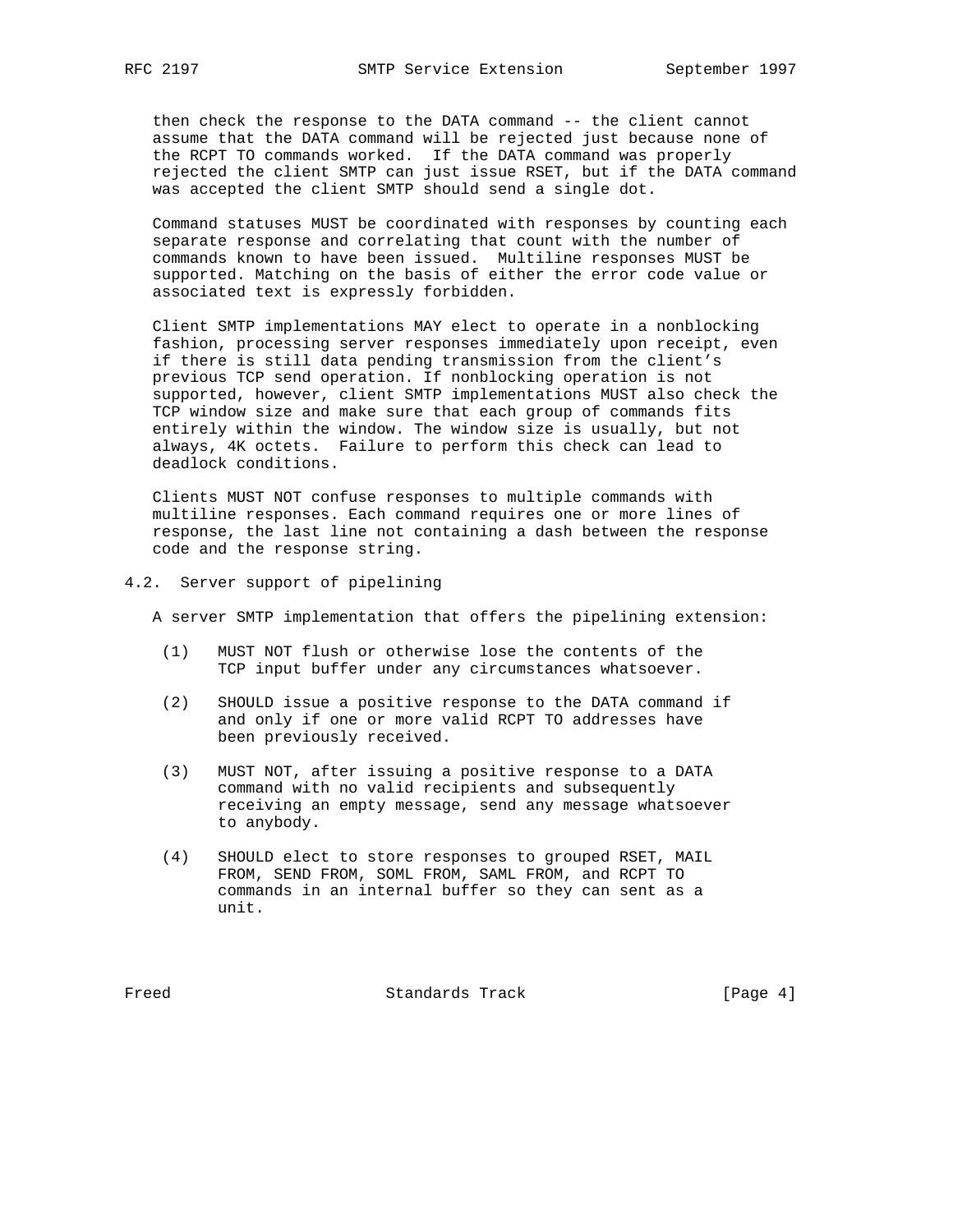then check the response to the DATA command -- the client cannot assume that the DATA command will be rejected just because none of the RCPT TO commands worked. If the DATA command was properly rejected the client SMTP can just issue RSET, but if the DATA command was accepted the client SMTP should send a single dot.

Command statuses MUST be coordinated with responses by counting each separate response and correlating that count with the number of commands known to have been issued. Multiline responses MUST be supported. Matching on the basis of either the error code value or associated text is expressly forbidden.

Client SMTP implementations MAY elect to operate in a nonblocking fashion, processing server responses immediately upon receipt, even if there is still data pending transmission from the client's previous TCP send operation. If nonblocking operation is not supported, however, client SMTP implementations MUST also check the TCP window size and make sure that each group of commands fits entirely within the window. The window size is usually, but not always, 4K octets. Failure to perform this check can lead to deadlock conditions.

Clients MUST NOT confuse responses to multiple commands with multiline responses. Each command requires one or more lines of response, the last line not containing a dash between the response code and the response string.

## 4.2. Server support of pipelining

A server SMTP implementation that offers the pipelining extension:

(1) MUST NOT flush or otherwise lose the contents of the TCP input buffer under any circumstances whatsoever.

(2) SHOULD issue a positive response to the DATA command if and only if one or more valid RCPT TO addresses have been previously received.

(3) MUST NOT, after issuing a positive response to a DATA command with no valid recipients and subsequently receiving an empty message, send any message whatsoever to anybody.

(4) SHOULD elect to store responses to grouped RSET, MAIL FROM, SEND FROM, SOML FROM, SAML FROM, and RCPT TO commands in an internal buffer so they can sent as a unit.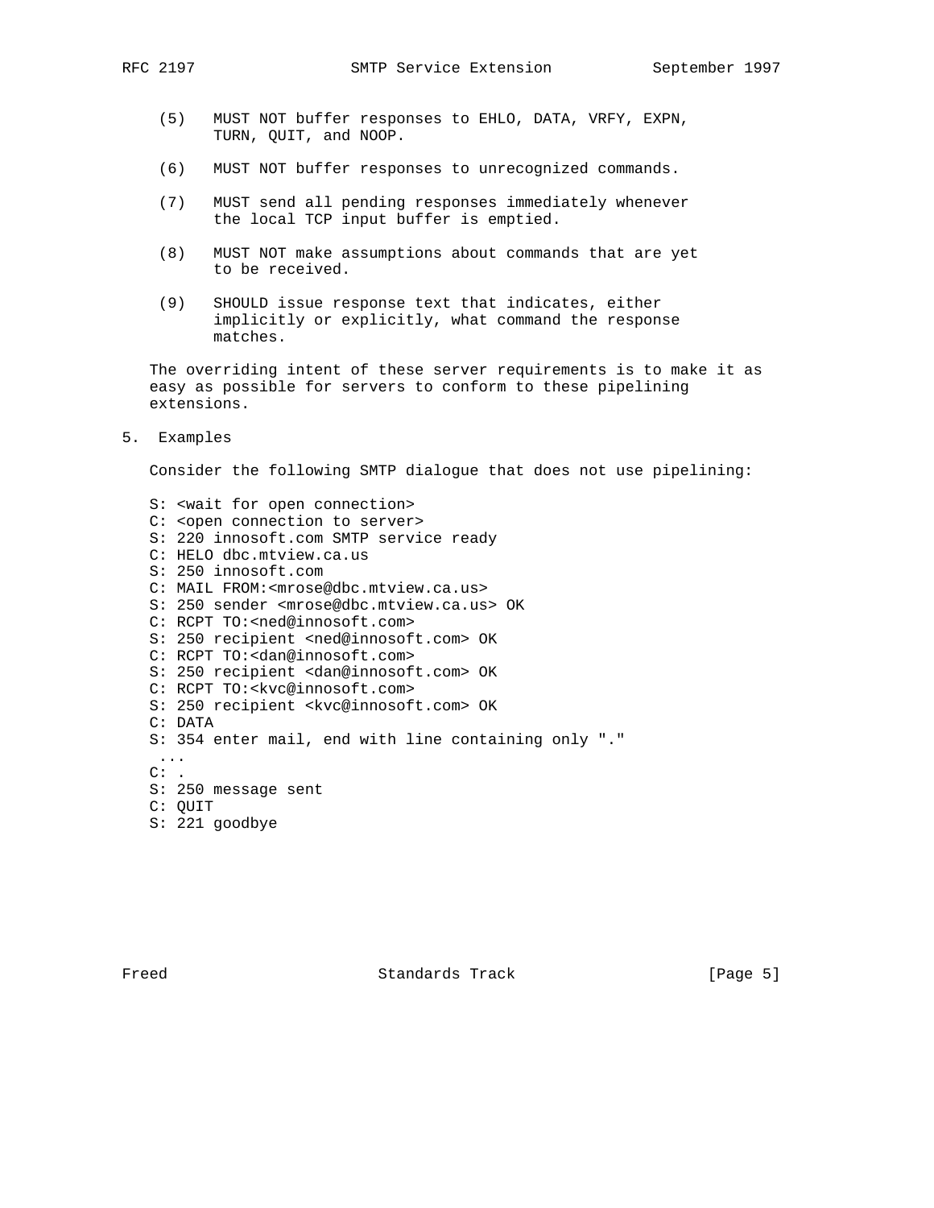(5) MUST NOT buffer responses to EHLO, DATA, VRFY, EXPN, TURN, QUIT, and NOOP.

(6) MUST NOT buffer responses to unrecognized commands.

(7) MUST send all pending responses immediately whenever the local TCP input buffer is emptied.

(8) MUST NOT make assumptions about commands that are yet to be received.

(9) SHOULD issue response text that indicates, either implicitly or explicitly, what command the response matches.

The overriding intent of these server requirements is to make it as easy as possible for servers to conform to these pipelining extensions.

## 5. Examples

Consider the following SMTP dialogue that does not use pipelining:

```
S: <wait for open connection>
C: <open connection to server>
S: 220 innosoft.com SMTP service ready
C: HELO dbc.mtview.ca.us
S: 250 innosoft.com
C: MAIL FROM:<mrose@dbc.mtview.ca.us>
S: 250 sender <mrose@dbc.mtview.ca.us> OK
C: RCPT TO:<ned@innosoft.com>
S: 250 recipient <ned@innosoft.com> OK
C: RCPT TO:<dan@innosoft.com>
S: 250 recipient <dan@innosoft.com> OK
C: RCPT TO:<kvc@innosoft.com>
S: 250 recipient <kvc@innosoft.com> OK
C: DATA
S: 354 enter mail, end with line containing only "."
 ...
C: .
S: 250 message sent
C: QUIT
S: 221 goodbye
```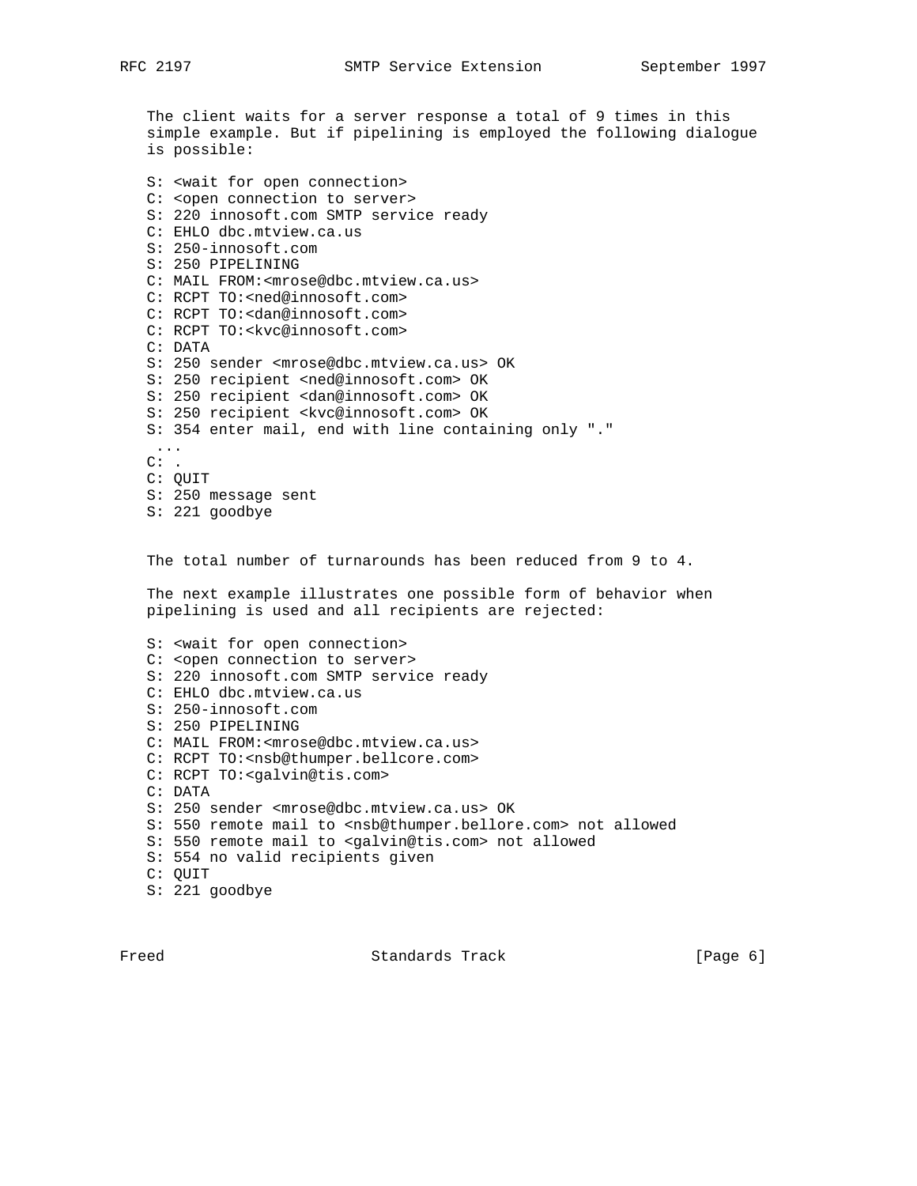The client waits for a server response a total of 9 times in this simple example. But if pipelining is employed the following dialogue is possible:

```
S: <wait for open connection>
C: <open connection to server>
S: 220 innosoft.com SMTP service ready
C: EHLO dbc.mtview.ca.us
S: 250-innosoft.com
S: 250 PIPELINING
C: MAIL FROM:<mrose@dbc.mtview.ca.us>
C: RCPT TO:<ned@innosoft.com>
C: RCPT TO:<dan@innosoft.com>
C: RCPT TO:<kvc@innosoft.com>
C: DATA
S: 250 sender <mrose@dbc.mtview.ca.us> OK
S: 250 recipient <ned@innosoft.com> OK
S: 250 recipient <dan@innosoft.com> OK
S: 250 recipient <kvc@innosoft.com> OK
S: 354 enter mail, end with line containing only "."
 ...
C: .
C: QUIT
S: 250 message sent
S: 221 goodbye
```

The total number of turnarounds has been reduced from 9 to 4.

The next example illustrates one possible form of behavior when pipelining is used and all recipients are rejected:

```
S: <wait for open connection>
C: <open connection to server>
S: 220 innosoft.com SMTP service ready
C: EHLO dbc.mtview.ca.us
S: 250-innosoft.com
S: 250 PIPELINING
C: MAIL FROM:<mrose@dbc.mtview.ca.us>
C: RCPT TO:<nsb@thumper.bellcore.com>
C: RCPT TO:<galvin@tis.com>
C: DATA
S: 250 sender <mrose@dbc.mtview.ca.us> OK
S: 550 remote mail to <nsb@thumper.bellore.com> not allowed
S: 550 remote mail to <galvin@tis.com> not allowed
S: 554 no valid recipients given
C: QUIT
S: 221 goodbye
```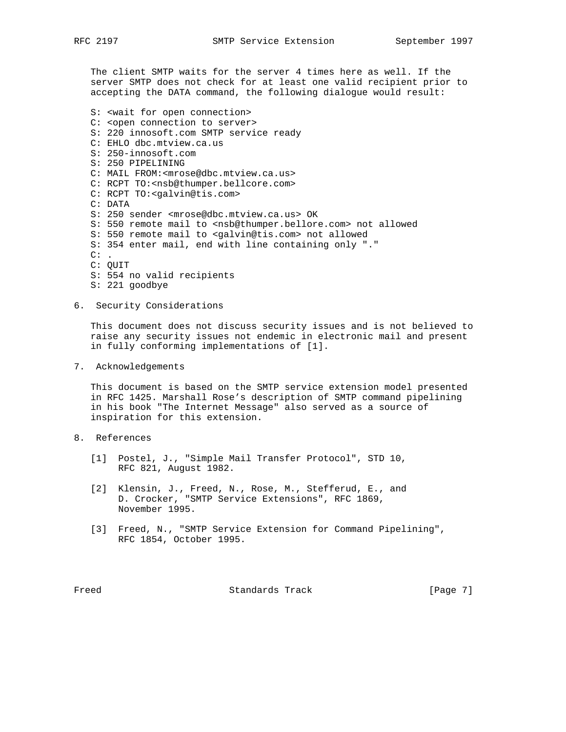The client SMTP waits for the server 4 times here as well. If the server SMTP does not check for at least one valid recipient prior to accepting the DATA command, the following dialogue would result:

```
S: <wait for open connection>
C: <open connection to server>
S: 220 innosoft.com SMTP service ready
C: EHLO dbc.mtview.ca.us
S: 250-innosoft.com
S: 250 PIPELINING
C: MAIL FROM:<mrose@dbc.mtview.ca.us>
C: RCPT TO:<nsb@thumper.bellcore.com>
C: RCPT TO:<galvin@tis.com>
C: DATA
S: 250 sender <mrose@dbc.mtview.ca.us> OK
S: 550 remote mail to <nsb@thumper.bellore.com> not allowed
S: 550 remote mail to <galvin@tis.com> not allowed
S: 354 enter mail, end with line containing only "."
C: .
C: QUIT
S: 554 no valid recipients
S: 221 goodbye
```

## 6. Security Considerations

This document does not discuss security issues and is not believed to raise any security issues not endemic in electronic mail and present in fully conforming implementations of [1].

## 7. Acknowledgements

This document is based on the SMTP service extension model presented in RFC 1425. Marshall Rose's description of SMTP command pipelining in his book "The Internet Message" also served as a source of inspiration for this extension.

## 8. References

[1] Postel, J., "Simple Mail Transfer Protocol", STD 10, RFC 821, August 1982.

[2] Klensin, J., Freed, N., Rose, M., Stefferud, E., and D. Crocker, "SMTP Service Extensions", RFC 1869, November 1995.

[3] Freed, N., "SMTP Service Extension for Command Pipelining", RFC 1854, October 1995.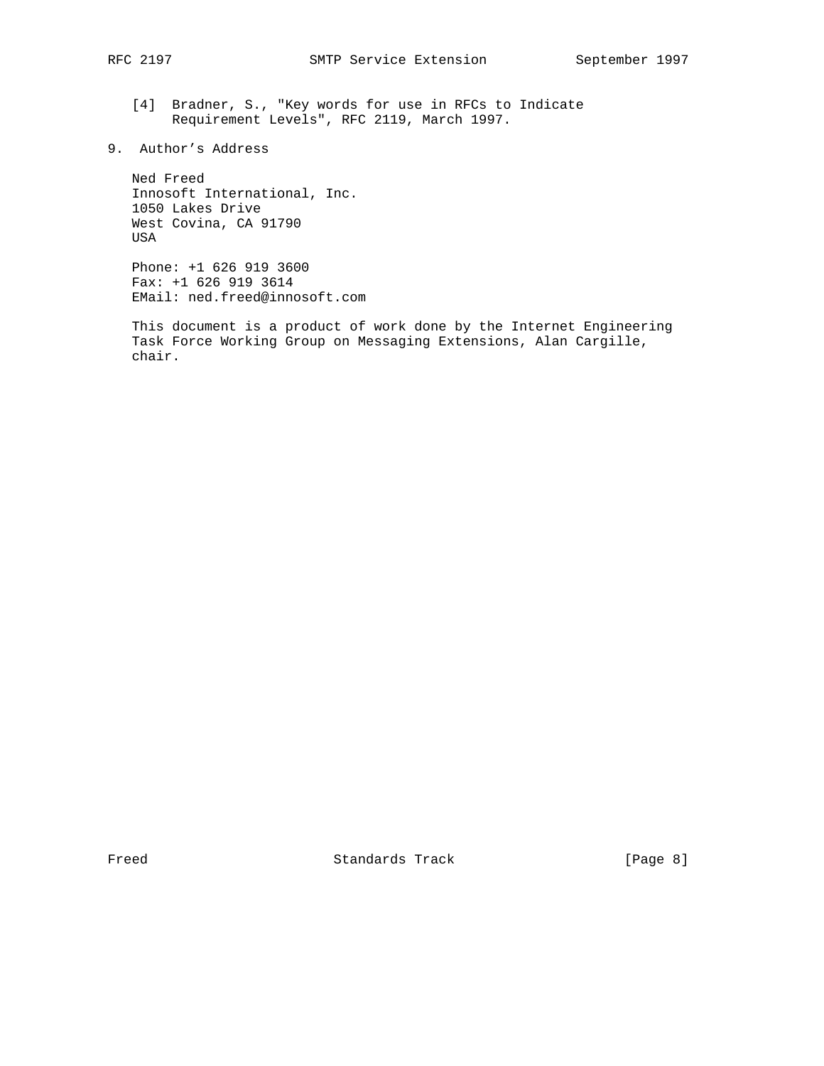[4]  Bradner, S., "Key words for use in RFCs to Indicate Requirement Levels", RFC 2119, March 1997.

## 9. Author's Address

Ned Freed
Innosoft International, Inc.
1050 Lakes Drive
West Covina, CA 91790
USA

Phone: +1 626 919 3600
Fax: +1 626 919 3614
EMail: ned.freed@innosoft.com

This document is a product of work done by the Internet Engineering Task Force Working Group on Messaging Extensions, Alan Cargille, chair.